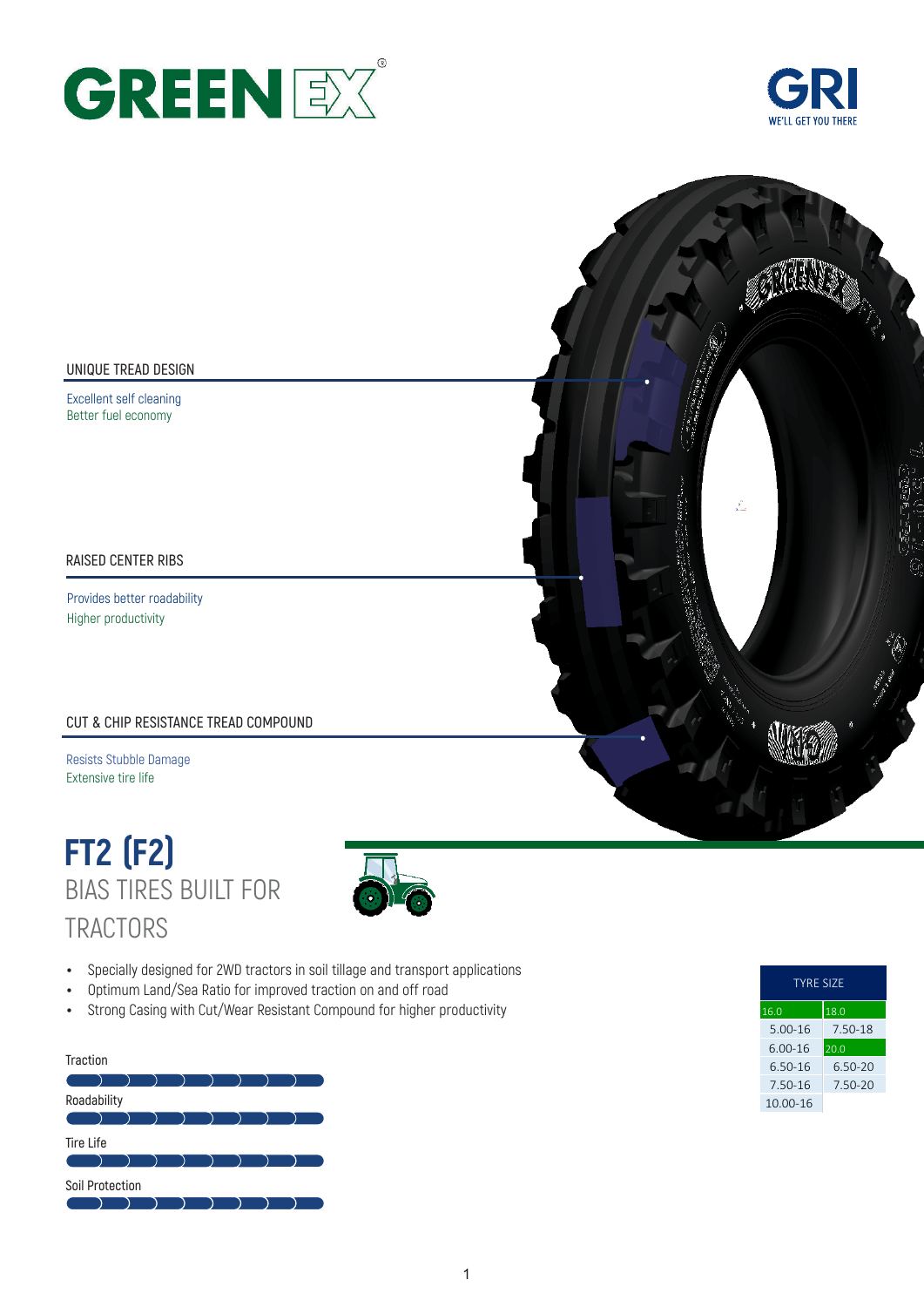GREENEX®

GRI
WE'LL GET YOU THERE

### UNIQUE TREAD DESIGN

Excellent self cleaning
Better fuel economy

### RAISED CENTER RIBS

Provides better roadability
Higher productivity

### CUT & CHIP RESISTANCE TREAD COMPOUND

Resists Stubble Damage
Extensive tire life

# FT2 (F2)

## BIAS TIRES BUILT FOR TRACTORS

- Specially designed for 2WD tractors in soil tillage and transport applications
- Optimum Land/Sea Ratio for improved traction on and off road
- Strong Casing with Cut/Wear Resistant Compound for higher productivity

Traction

Roadability

Tire Life

Soil Protection

| TYRE SIZE | |
|---|---|
| 16.0 | 18.0 |
| 5.00-16 | 7.50-18 |
| 6.00-16 | 20.0 |
| 6.50-16 | 6.50-20 |
| 7.50-16 | 7.50-20 |
| 10.00-16 | |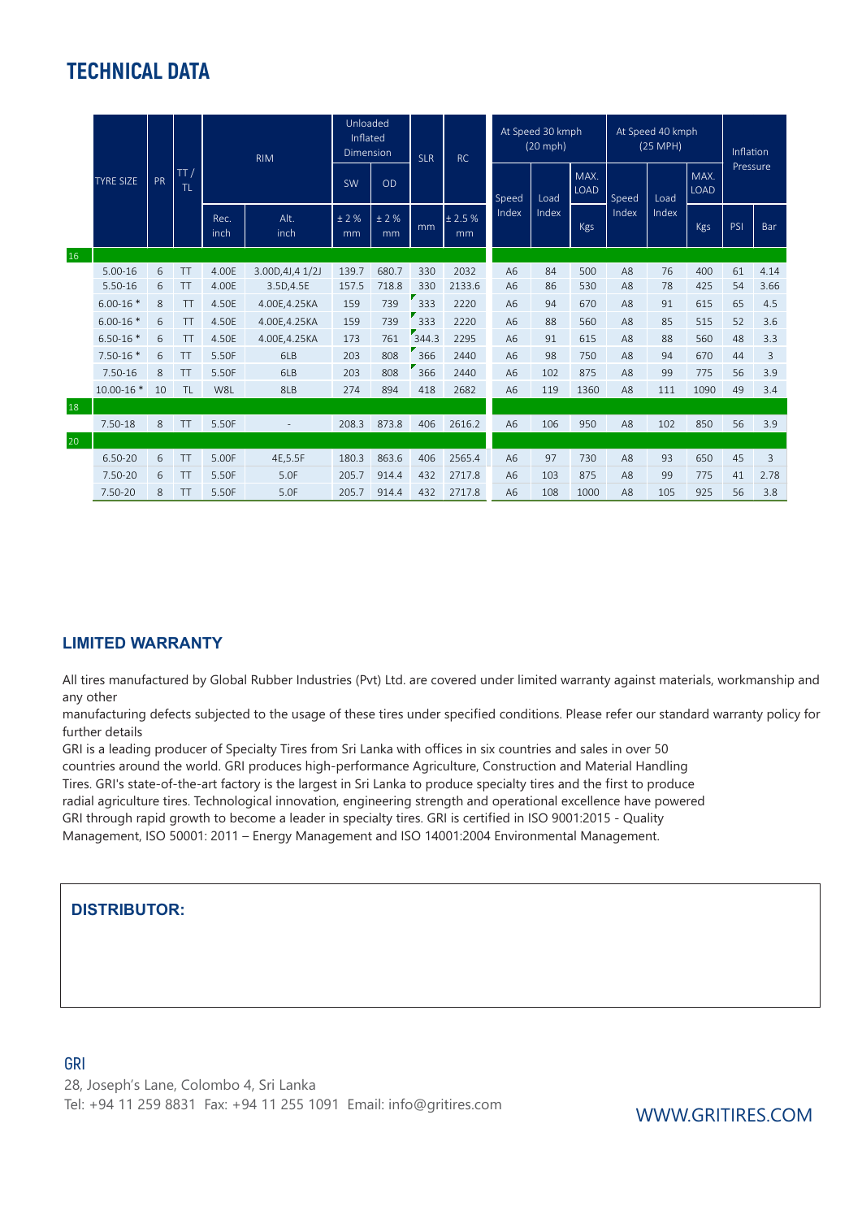## TECHNICAL DATA

| | TYRE SIZE | PR | TT / TL | RIM | | Unloaded Inflated Dimension | | SLR | RC | At Speed 30 kmph (20 mph) | | | At Speed 40 kmph (25 MPH) | | | Inflation Pressure | |
|---|---|---|---|---|---|---|---|---|---|---|---|---|---|---|---|---|---|
| | | | | | | SW | OD | | | Speed Index | Load Index | MAX. LOAD | Speed Index | Load Index | MAX. LOAD | | |
| | | | | Rec. inch | Alt. inch | ± 2 % mm | ± 2 % mm | mm | ± 2.5 % mm | | | Kgs | | | Kgs | PSI | Bar |
| 16 | | | | | | | | | | | | | | | | | |
| | 5.00-16 | 6 | TT | 4.00E | 3.00D,4J,4 1/2J | 139.7 | 680.7 | 330 | 2032 | A6 | 84 | 500 | A8 | 76 | 400 | 61 | 4.14 |
| | 5.50-16 | 6 | TT | 4.00E | 3.5D,4.5E | 157.5 | 718.8 | 330 | 2133.6 | A6 | 86 | 530 | A8 | 78 | 425 | 54 | 3.66 |
| | 6.00-16 * | 8 | TT | 4.50E | 4.00E,4.25KA | 159 | 739 | 333 | 2220 | A6 | 94 | 670 | A8 | 91 | 615 | 65 | 4.5 |
| | 6.00-16 * | 6 | TT | 4.50E | 4.00E,4.25KA | 159 | 739 | 333 | 2220 | A6 | 88 | 560 | A8 | 85 | 515 | 52 | 3.6 |
| | 6.50-16 * | 6 | TT | 4.50E | 4.00E,4.25KA | 173 | 761 | 344.3 | 2295 | A6 | 91 | 615 | A8 | 88 | 560 | 48 | 3.3 |
| | 7.50-16 * | 6 | TT | 5.50F | 6LB | 203 | 808 | 366 | 2440 | A6 | 98 | 750 | A8 | 94 | 670 | 44 | 3 |
| | 7.50-16 | 8 | TT | 5.50F | 6LB | 203 | 808 | 366 | 2440 | A6 | 102 | 875 | A8 | 99 | 775 | 56 | 3.9 |
| | 10.00-16 * | 10 | TL | W8L | 8LB | 274 | 894 | 418 | 2682 | A6 | 119 | 1360 | A8 | 111 | 1090 | 49 | 3.4 |
| 18 | | | | | | | | | | | | | | | | | |
| | 7.50-18 | 8 | TT | 5.50F | - | 208.3 | 873.8 | 406 | 2616.2 | A6 | 106 | 950 | A8 | 102 | 850 | 56 | 3.9 |
| 20 | | | | | | | | | | | | | | | | | |
| | 6.50-20 | 6 | TT | 5.00F | 4E,5.5F | 180.3 | 863.6 | 406 | 2565.4 | A6 | 97 | 730 | A8 | 93 | 650 | 45 | 3 |
| | 7.50-20 | 6 | TT | 5.50F | 5.0F | 205.7 | 914.4 | 432 | 2717.8 | A6 | 103 | 875 | A8 | 99 | 775 | 41 | 2.78 |
| | 7.50-20 | 8 | TT | 5.50F | 5.0F | 205.7 | 914.4 | 432 | 2717.8 | A6 | 108 | 1000 | A8 | 105 | 925 | 56 | 3.8 |

### LIMITED WARRANTY

All tires manufactured by Global Rubber Industries (Pvt) Ltd. are covered under limited warranty against materials, workmanship and any other
manufacturing defects subjected to the usage of these tires under specified conditions. Please refer our standard warranty policy for further details
GRI is a leading producer of Specialty Tires from Sri Lanka with offices in six countries and sales in over 50 countries around the world. GRI produces high-performance Agriculture, Construction and Material Handling Tires. GRI's state-of-the-art factory is the largest in Sri Lanka to produce specialty tires and the first to produce radial agriculture tires. Technological innovation, engineering strength and operational excellence have powered GRI through rapid growth to become a leader in specialty tires. GRI is certified in ISO 9001:2015 - Quality Management, ISO 50001: 2011 – Energy Management and ISO 14001:2004 Environmental Management.

**DISTRIBUTOR:**

GRI
28, Joseph's Lane, Colombo 4, Sri Lanka
Tel: +94 11 259 8831 Fax: +94 11 255 1091 Email: info@gritires.com

WWW.GRITIRES.COM